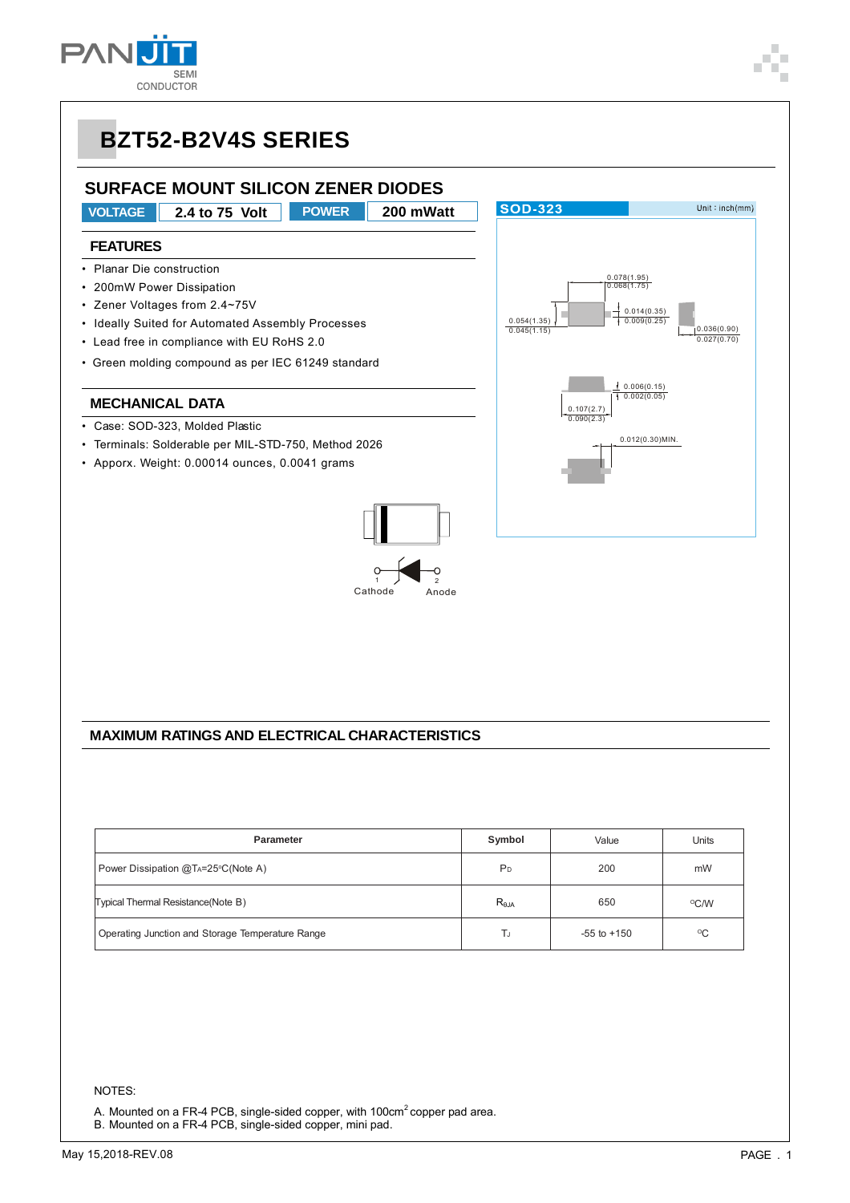# BZT52-B2V4S SERIES

## SURFACE MOUNT SILICON ZENER DIODES

| VOLTAGE | 2.4 to 75 Volt | POWER | 200 mWatt |
|---|---|---|---|

SOD-323 Unit : inch(mm)

0.078(1.95)
0.068(1.75)

0.054(1.35)
0.045(1.15)

0.014(0.35)
0.009(0.25)

0.036(0.90)
0.027(0.70)

0.006(0.15)
0.002(0.05)

0.107(2.7)
0.090(2.3)

0.012(0.30)MIN.

### FEATURES

- Planar Die construction
- 200mW Power Dissipation
- Zener Voltages from 2.4~75V
- Ideally Suited for Automated Assembly Processes
- Lead free in compliance with EU RoHS 2.0
- Green molding compound as per IEC 61249 standard

### MECHANICAL DATA

- Case: SOD-323, Molded Plastic
- Terminals: Solderable per MIL-STD-750, Method 2026
- Apporx. Weight: 0.00014 ounces, 0.0041 grams

1 Cathode 2 Anode

### MAXIMUM RATINGS AND ELECTRICAL CHARACTERISTICS

| Parameter | Symbol | Value | Units |
|---|---|---|---|
| Power Dissipation @$T_A$=25°C(Note A) | $P_D$ | 200 | mW |
| Typical Thermal Resistance(Note B) | $R_{θJA}$ | 650 | °C/W |
| Operating Junction and Storage Temperature Range | $T_J$ | -55 to +150 | °C |

NOTES:

A. Mounted on a FR-4 PCB, single-sided copper, with 100cm$^2$ copper pad area.
B. Mounted on a FR-4 PCB, single-sided copper, mini pad.

May 15,2018-REV.08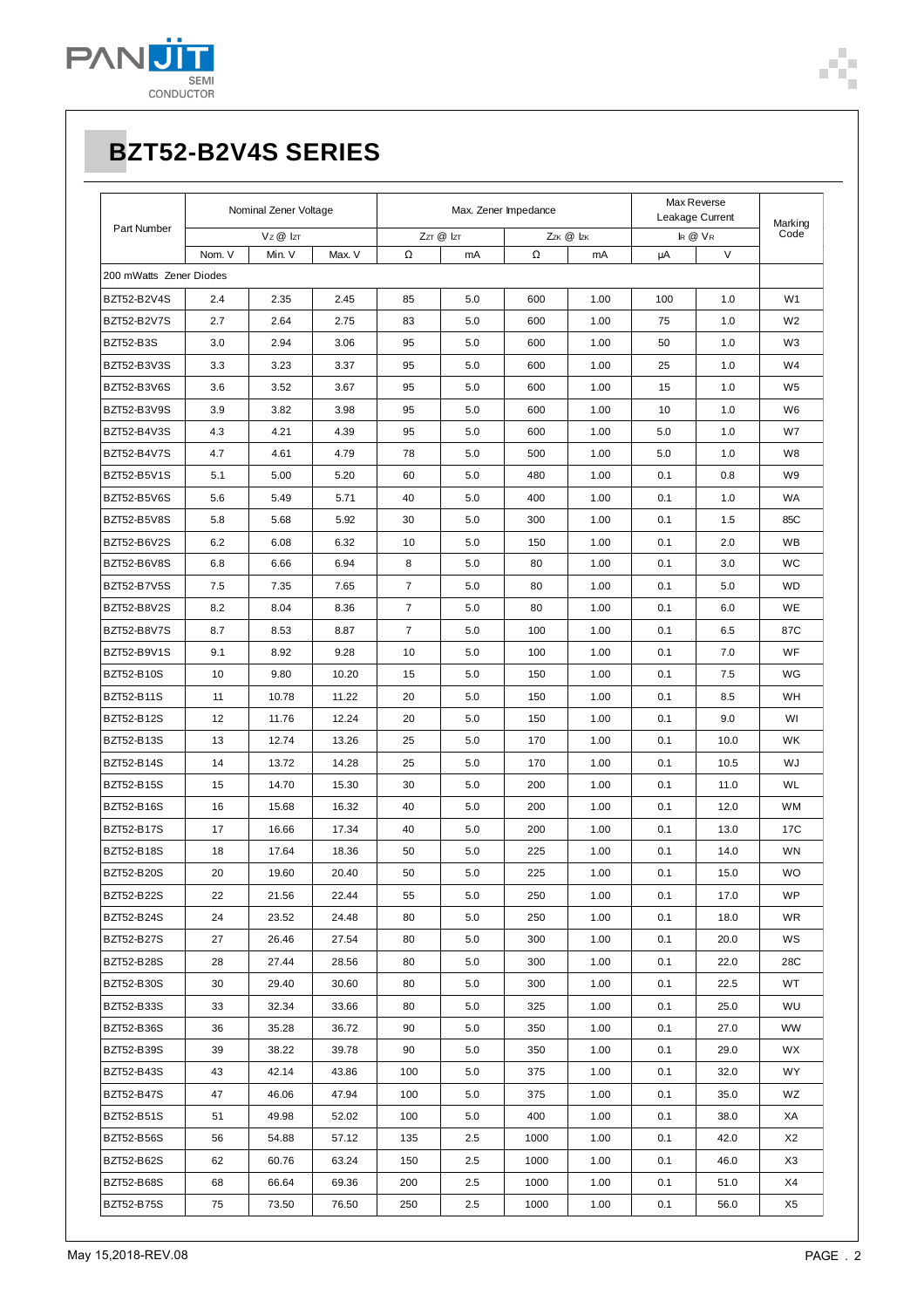# BZT52-B2V4S SERIES

| Part Number | Nominal Zener Voltage | | | Max. Zener Impedance | | | | Max Reverse Leakage Current | | Marking Code |
|---|---|---|---|---|---|---|---|---|---|---|
| | $V_Z$ @ $I_{ZT}$ | | | $Z_{ZT}$ @ $I_{ZT}$ | | $Z_{ZK}$ @ $I_{ZK}$ | | $I_R$ @ $V_R$ | | |
| | Nom. V | Min. V | Max. V | Ω | mA | Ω | mA | μA | V | |
| 200 mWatts Zener Diodes | | | | | | | | | | |
| BZT52-B2V4S | 2.4 | 2.35 | 2.45 | 85 | 5.0 | 600 | 1.00 | 100 | 1.0 | W1 |
| BZT52-B2V7S | 2.7 | 2.64 | 2.75 | 83 | 5.0 | 600 | 1.00 | 75 | 1.0 | W2 |
| BZT52-B3S | 3.0 | 2.94 | 3.06 | 95 | 5.0 | 600 | 1.00 | 50 | 1.0 | W3 |
| BZT52-B3V3S | 3.3 | 3.23 | 3.37 | 95 | 5.0 | 600 | 1.00 | 25 | 1.0 | W4 |
| BZT52-B3V6S | 3.6 | 3.52 | 3.67 | 95 | 5.0 | 600 | 1.00 | 15 | 1.0 | W5 |
| BZT52-B3V9S | 3.9 | 3.82 | 3.98 | 95 | 5.0 | 600 | 1.00 | 10 | 1.0 | W6 |
| BZT52-B4V3S | 4.3 | 4.21 | 4.39 | 95 | 5.0 | 600 | 1.00 | 5.0 | 1.0 | W7 |
| BZT52-B4V7S | 4.7 | 4.61 | 4.79 | 78 | 5.0 | 500 | 1.00 | 5.0 | 1.0 | W8 |
| BZT52-B5V1S | 5.1 | 5.00 | 5.20 | 60 | 5.0 | 480 | 1.00 | 0.1 | 0.8 | W9 |
| BZT52-B5V6S | 5.6 | 5.49 | 5.71 | 40 | 5.0 | 400 | 1.00 | 0.1 | 1.0 | WA |
| BZT52-B5V8S | 5.8 | 5.68 | 5.92 | 30 | 5.0 | 300 | 1.00 | 0.1 | 1.5 | 85C |
| BZT52-B6V2S | 6.2 | 6.08 | 6.32 | 10 | 5.0 | 150 | 1.00 | 0.1 | 2.0 | WB |
| BZT52-B6V8S | 6.8 | 6.66 | 6.94 | 8 | 5.0 | 80 | 1.00 | 0.1 | 3.0 | WC |
| BZT52-B7V5S | 7.5 | 7.35 | 7.65 | 7 | 5.0 | 80 | 1.00 | 0.1 | 5.0 | WD |
| BZT52-B8V2S | 8.2 | 8.04 | 8.36 | 7 | 5.0 | 80 | 1.00 | 0.1 | 6.0 | WE |
| BZT52-B8V7S | 8.7 | 8.53 | 8.87 | 7 | 5.0 | 100 | 1.00 | 0.1 | 6.5 | 87C |
| BZT52-B9V1S | 9.1 | 8.92 | 9.28 | 10 | 5.0 | 100 | 1.00 | 0.1 | 7.0 | WF |
| BZT52-B10S | 10 | 9.80 | 10.20 | 15 | 5.0 | 150 | 1.00 | 0.1 | 7.5 | WG |
| BZT52-B11S | 11 | 10.78 | 11.22 | 20 | 5.0 | 150 | 1.00 | 0.1 | 8.5 | WH |
| BZT52-B12S | 12 | 11.76 | 12.24 | 20 | 5.0 | 150 | 1.00 | 0.1 | 9.0 | WI |
| BZT52-B13S | 13 | 12.74 | 13.26 | 25 | 5.0 | 170 | 1.00 | 0.1 | 10.0 | WK |
| BZT52-B14S | 14 | 13.72 | 14.28 | 25 | 5.0 | 170 | 1.00 | 0.1 | 10.5 | WJ |
| BZT52-B15S | 15 | 14.70 | 15.30 | 30 | 5.0 | 200 | 1.00 | 0.1 | 11.0 | WL |
| BZT52-B16S | 16 | 15.68 | 16.32 | 40 | 5.0 | 200 | 1.00 | 0.1 | 12.0 | WM |
| BZT52-B17S | 17 | 16.66 | 17.34 | 40 | 5.0 | 200 | 1.00 | 0.1 | 13.0 | 17C |
| BZT52-B18S | 18 | 17.64 | 18.36 | 50 | 5.0 | 225 | 1.00 | 0.1 | 14.0 | WN |
| BZT52-B20S | 20 | 19.60 | 20.40 | 50 | 5.0 | 225 | 1.00 | 0.1 | 15.0 | WO |
| BZT52-B22S | 22 | 21.56 | 22.44 | 55 | 5.0 | 250 | 1.00 | 0.1 | 17.0 | WP |
| BZT52-B24S | 24 | 23.52 | 24.48 | 80 | 5.0 | 250 | 1.00 | 0.1 | 18.0 | WR |
| BZT52-B27S | 27 | 26.46 | 27.54 | 80 | 5.0 | 300 | 1.00 | 0.1 | 20.0 | WS |
| BZT52-B28S | 28 | 27.44 | 28.56 | 80 | 5.0 | 300 | 1.00 | 0.1 | 22.0 | 28C |
| BZT52-B30S | 30 | 29.40 | 30.60 | 80 | 5.0 | 300 | 1.00 | 0.1 | 22.5 | WT |
| BZT52-B33S | 33 | 32.34 | 33.66 | 80 | 5.0 | 325 | 1.00 | 0.1 | 25.0 | WU |
| BZT52-B36S | 36 | 35.28 | 36.72 | 90 | 5.0 | 350 | 1.00 | 0.1 | 27.0 | WW |
| BZT52-B39S | 39 | 38.22 | 39.78 | 90 | 5.0 | 350 | 1.00 | 0.1 | 29.0 | WX |
| BZT52-B43S | 43 | 42.14 | 43.86 | 100 | 5.0 | 375 | 1.00 | 0.1 | 32.0 | WY |
| BZT52-B47S | 47 | 46.06 | 47.94 | 100 | 5.0 | 375 | 1.00 | 0.1 | 35.0 | WZ |
| BZT52-B51S | 51 | 49.98 | 52.02 | 100 | 5.0 | 400 | 1.00 | 0.1 | 38.0 | XA |
| BZT52-B56S | 56 | 54.88 | 57.12 | 135 | 2.5 | 1000 | 1.00 | 0.1 | 42.0 | X2 |
| BZT52-B62S | 62 | 60.76 | 63.24 | 150 | 2.5 | 1000 | 1.00 | 0.1 | 46.0 | X3 |
| BZT52-B68S | 68 | 66.64 | 69.36 | 200 | 2.5 | 1000 | 1.00 | 0.1 | 51.0 | X4 |
| BZT52-B75S | 75 | 73.50 | 76.50 | 250 | 2.5 | 1000 | 1.00 | 0.1 | 56.0 | X5 |

May 15,2018-REV.08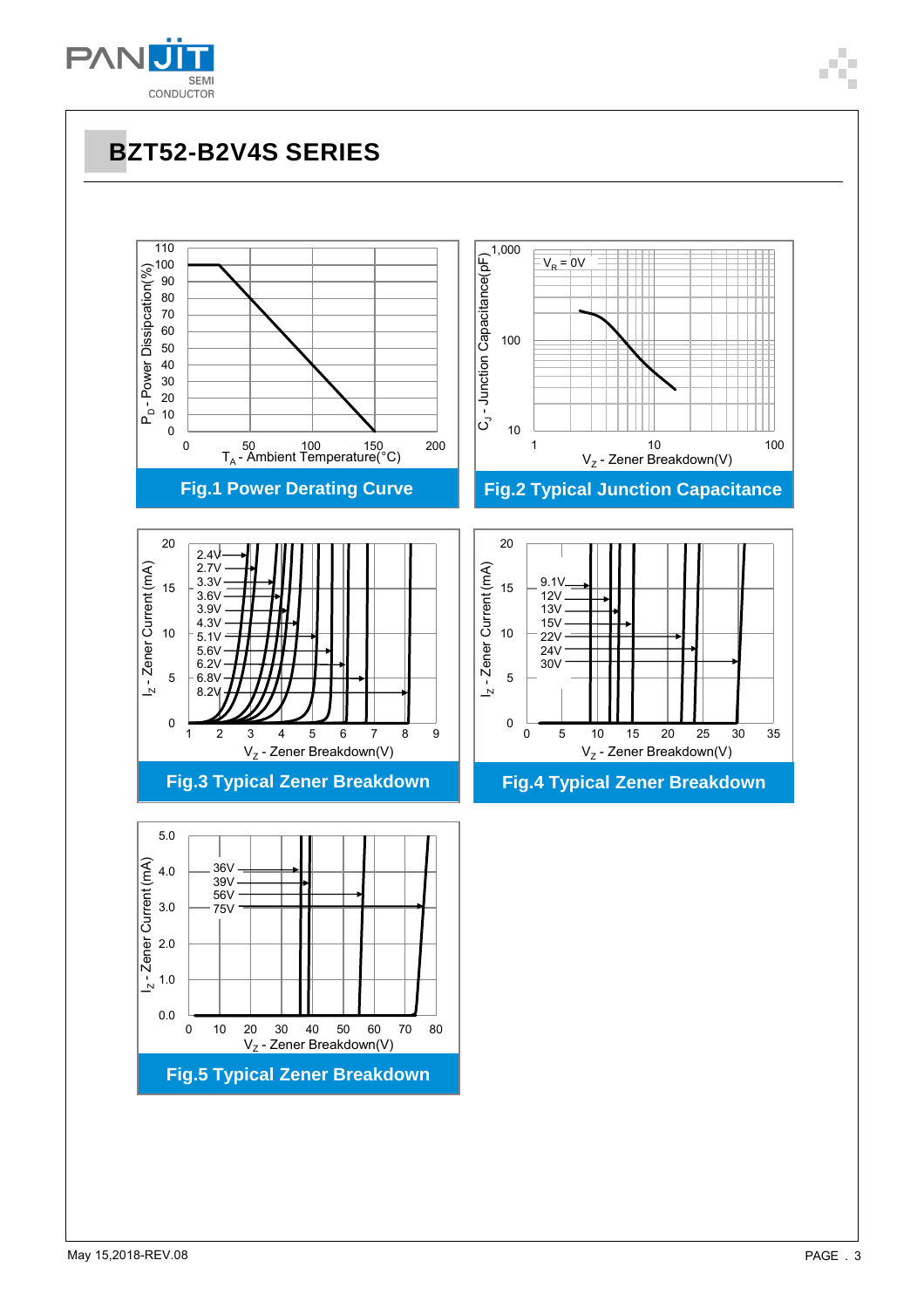## BZT52-B2V4S SERIES

Fig.1 Power Derating Curve

Fig.2 Typical Junction Capacitance

Fig.3 Typical Zener Breakdown

Fig.4 Typical Zener Breakdown

Fig.5 Typical Zener Breakdown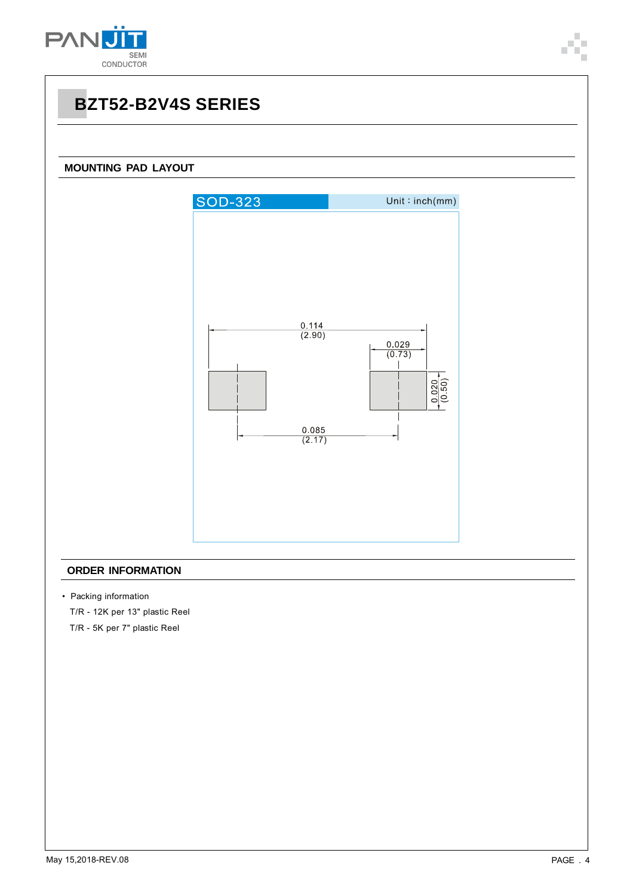# BZT52-B2V4S SERIES

## MOUNTING PAD LAYOUT

SOD-323 Unit : inch(mm)

0.114
(2.90)

0.029
(0.73)

0.020
(0.50)

0.085
(2.17)

## ORDER INFORMATION

- Packing information

  T/R - 12K per 13" plastic Reel

  T/R - 5K per 7" plastic Reel

May 15,2018-REV.08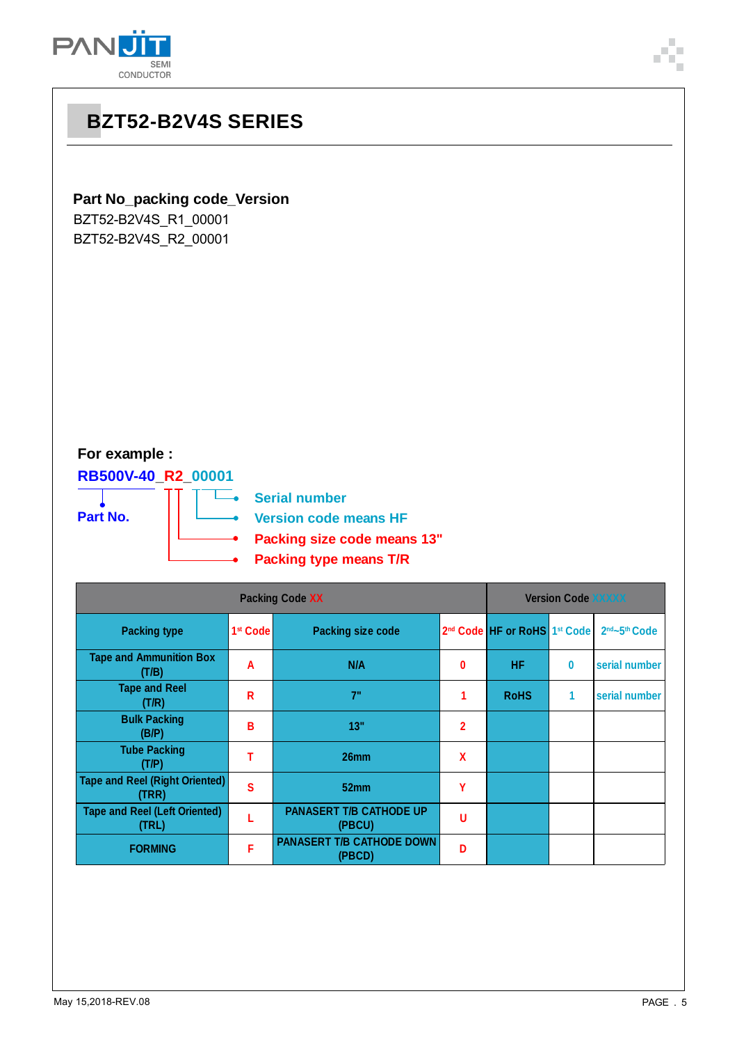# BZT52-B2V4S SERIES

**Part No_packing code_Version**

BZT52-B2V4S_R1_00001
BZT52-B2V4S_R2_00001

**For example :**

**RB500V-40_R2_00001**

- **Part No.**
- **Serial number**
- **Version code means HF**
- **Packing size code means 13"**
- **Packing type means T/R**

| Packing Code XX | | | | Version Code XXXXX | | |
|---|---|---|---|---|---|---|
| Packing type | 1st Code | Packing size code | 2nd Code | HF or RoHS | 1st Code | 2nd~5th Code |
| Tape and Ammunition Box (T/B) | A | N/A | 0 | HF | 0 | serial number |
| Tape and Reel (T/R) | R | 7" | 1 | RoHS | 1 | serial number |
| Bulk Packing (B/P) | B | 13" | 2 | | | |
| Tube Packing (T/P) | T | 26mm | X | | | |
| Tape and Reel (Right Oriented) (TRR) | S | 52mm | Y | | | |
| Tape and Reel (Left Oriented) (TRL) | L | PANASERT T/B CATHODE UP (PBCU) | U | | | |
| FORMING | F | PANASERT T/B CATHODE DOWN (PBCD) | D | | | |

May 15,2018-REV.08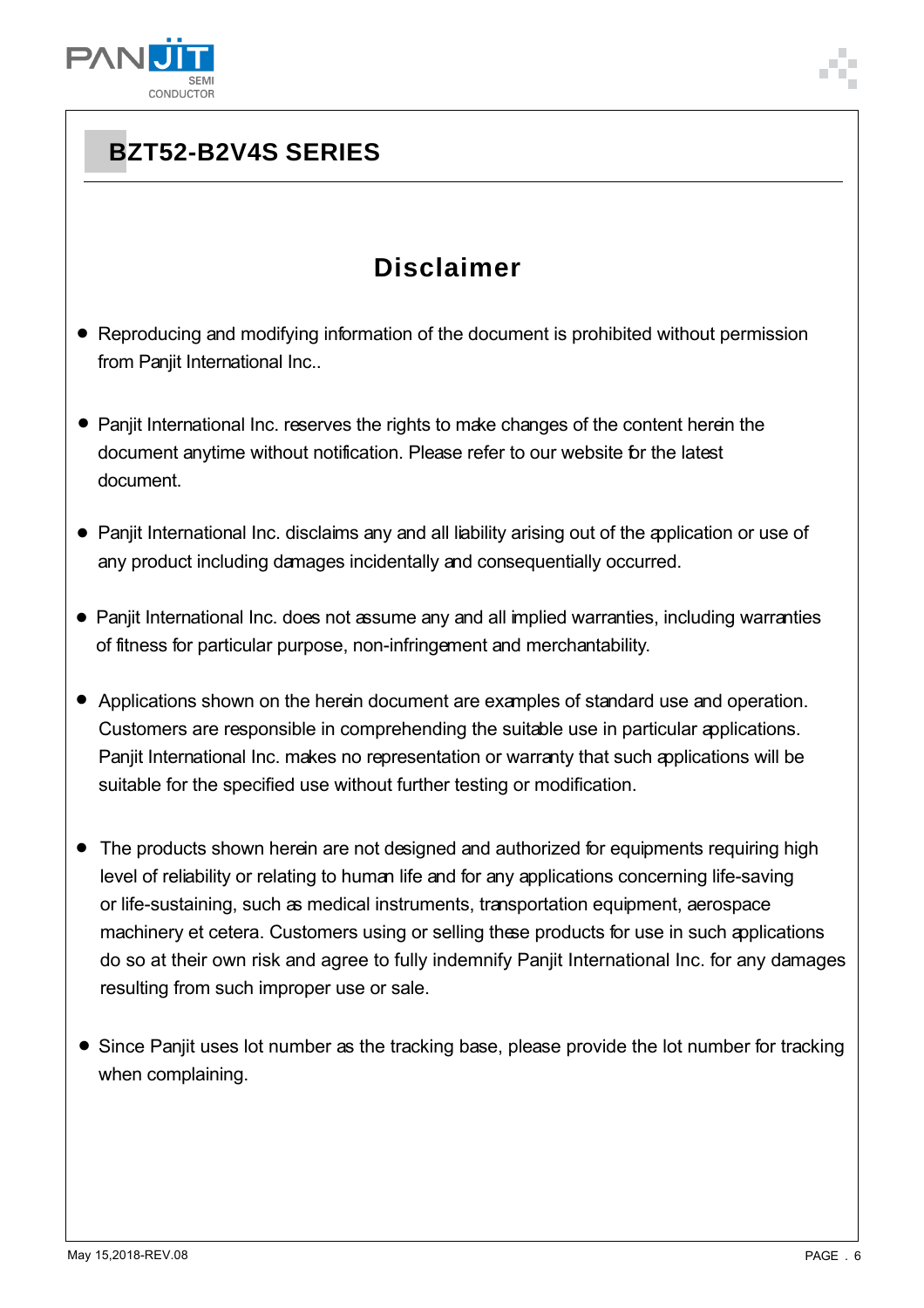# BZT52-B2V4S SERIES

## Disclaimer

- Reproducing and modifying information of the document is prohibited without permission from Panjit International Inc..

- Panjit International Inc. reserves the rights to make changes of the content herein the document anytime without notification. Please refer to our website for the latest document.

- Panjit International Inc. disclaims any and all liability arising out of the application or use of any product including damages incidentally and consequentially occurred.

- Panjit International Inc. does not assume any and all implied warranties, including warranties of fitness for particular purpose, non-infringement and merchantability.

- Applications shown on the herein document are examples of standard use and operation. Customers are responsible in comprehending the suitable use in particular applications. Panjit International Inc. makes no representation or warranty that such applications will be suitable for the specified use without further testing or modification.

- The products shown herein are not designed and authorized for equipments requiring high level of reliability or relating to human life and for any applications concerning life-saving or life-sustaining, such as medical instruments, transportation equipment, aerospace machinery et cetera. Customers using or selling these products for use in such applications do so at their own risk and agree to fully indemnify Panjit International Inc. for any damages resulting from such improper use or sale.

- Since Panjit uses lot number as the tracking base, please provide the lot number for tracking when complaining.

May 15,2018-REV.08